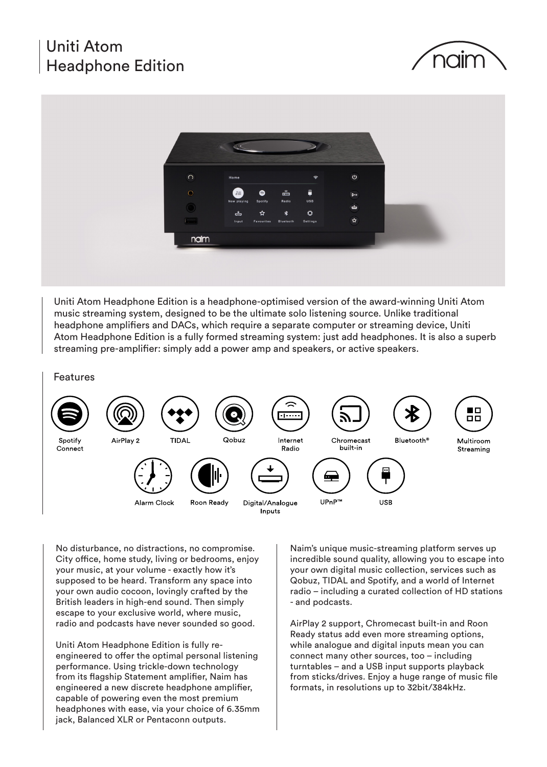# Uniti Atom Headphone Edition

Uniti Atom Headphone Edition is a headphone-optimised version of the award-winning Uniti Atom music streaming system, designed to be the ultimate solo listening source. Unlike traditional headphone amplifiers and DACs, which require a separate computer or streaming device, Uniti Atom Headphone Edition is a fully formed streaming system: just add headphones. It is also a superb streaming pre-amplifier: simply add a power amp and speakers, or active speakers.

## Features

- Spotify Connect
- AirPlay 2
- TIDAL
- Qobuz
- Internet Radio
- Chromecast built-in
- Bluetooth®
- Multiroom Streaming
- Alarm Clock
- Roon Ready
- Digital/Analogue Inputs
- UPnP™
- USB

No disturbance, no distractions, no compromise. City office, home study, living or bedrooms, enjoy your music, at your volume - exactly how it's supposed to be heard. Transform any space into your own audio cocoon, lovingly crafted by the British leaders in high-end sound. Then simply escape to your exclusive world, where music, radio and podcasts have never sounded so good.

Uniti Atom Headphone Edition is fully re-engineered to offer the optimal personal listening performance. Using trickle-down technology from its flagship Statement amplifier, Naim has engineered a new discrete headphone amplifier, capable of powering even the most premium headphones with ease, via your choice of 6.35mm jack, Balanced XLR or Pentaconn outputs.

Naim's unique music-streaming platform serves up incredible sound quality, allowing you to escape into your own digital music collection, services such as Qobuz, TIDAL and Spotify, and a world of Internet radio – including a curated collection of HD stations - and podcasts.

AirPlay 2 support, Chromecast built-in and Roon Ready status add even more streaming options, while analogue and digital inputs mean you can connect many other sources, too – including turntables – and a USB input supports playback from sticks/drives. Enjoy a huge range of music file formats, in resolutions up to 32bit/384kHz.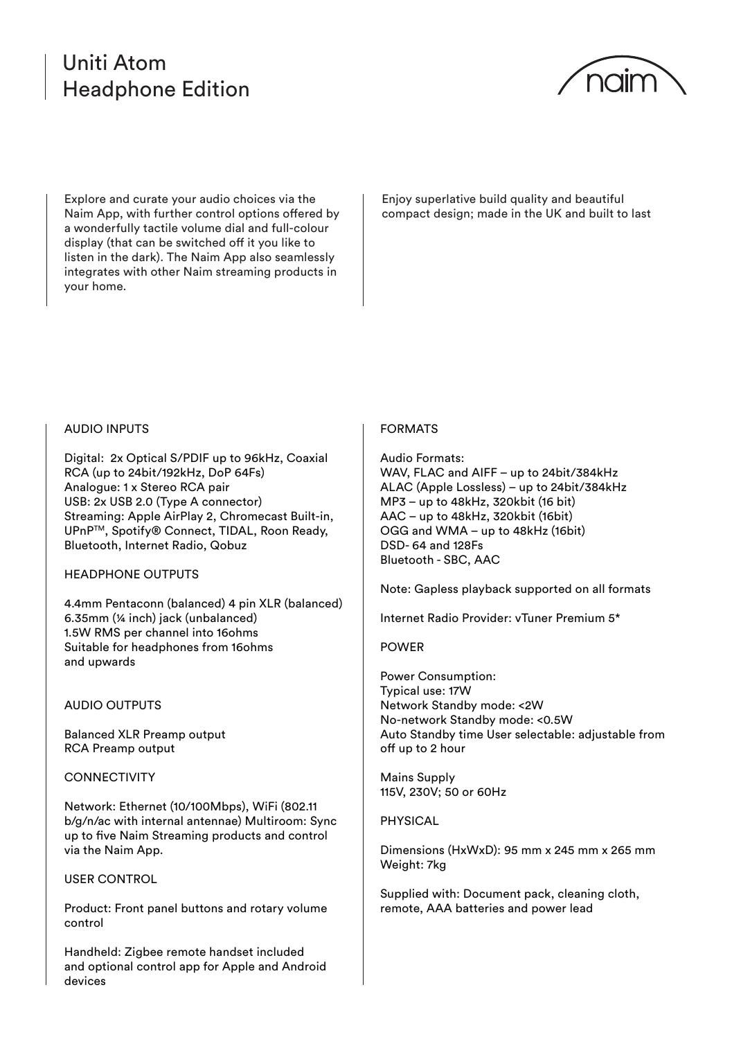# Uniti Atom Headphone Edition

Explore and curate your audio choices via the Naim App, with further control options offered by a wonderfully tactile volume dial and full-colour display (that can be switched off it you like to listen in the dark). The Naim App also seamlessly integrates with other Naim streaming products in your home.

Enjoy superlative build quality and beautiful compact design; made in the UK and built to last

## AUDIO INPUTS

Digital: 2x Optical S/PDIF up to 96kHz, Coaxial RCA (up to 24bit/192kHz, DoP 64Fs)
Analogue: 1 x Stereo RCA pair
USB: 2x USB 2.0 (Type A connector)
Streaming: Apple AirPlay 2, Chromecast Built-in, UPnP™, Spotify® Connect, TIDAL, Roon Ready, Bluetooth, Internet Radio, Qobuz

## HEADPHONE OUTPUTS

4.4mm Pentaconn (balanced) 4 pin XLR (balanced)
6.35mm (¼ inch) jack (unbalanced)
1.5W RMS per channel into 16ohms
Suitable for headphones from 16ohms and upwards

## AUDIO OUTPUTS

Balanced XLR Preamp output
RCA Preamp output

## CONNECTIVITY

Network: Ethernet (10/100Mbps), WiFi (802.11 b/g/n/ac with internal antennae) Multiroom: Sync up to five Naim Streaming products and control via the Naim App.

## USER CONTROL

Product: Front panel buttons and rotary volume control

Handheld: Zigbee remote handset included and optional control app for Apple and Android devices

## FORMATS

Audio Formats:
WAV, FLAC and AIFF – up to 24bit/384kHz
ALAC (Apple Lossless) – up to 24bit/384kHz
MP3 – up to 48kHz, 320kbit (16 bit)
AAC – up to 48kHz, 320kbit (16bit)
OGG and WMA – up to 48kHz (16bit)
DSD- 64 and 128Fs
Bluetooth - SBC, AAC

Note: Gapless playback supported on all formats

Internet Radio Provider: vTuner Premium 5*

## POWER

Power Consumption:
Typical use: 17W
Network Standby mode: <2W
No-network Standby mode: <0.5W
Auto Standby time User selectable: adjustable from off up to 2 hour

Mains Supply
115V, 230V; 50 or 60Hz

## PHYSICAL

Dimensions (HxWxD): 95 mm x 245 mm x 265 mm
Weight: 7kg

Supplied with: Document pack, cleaning cloth, remote, AAA batteries and power lead